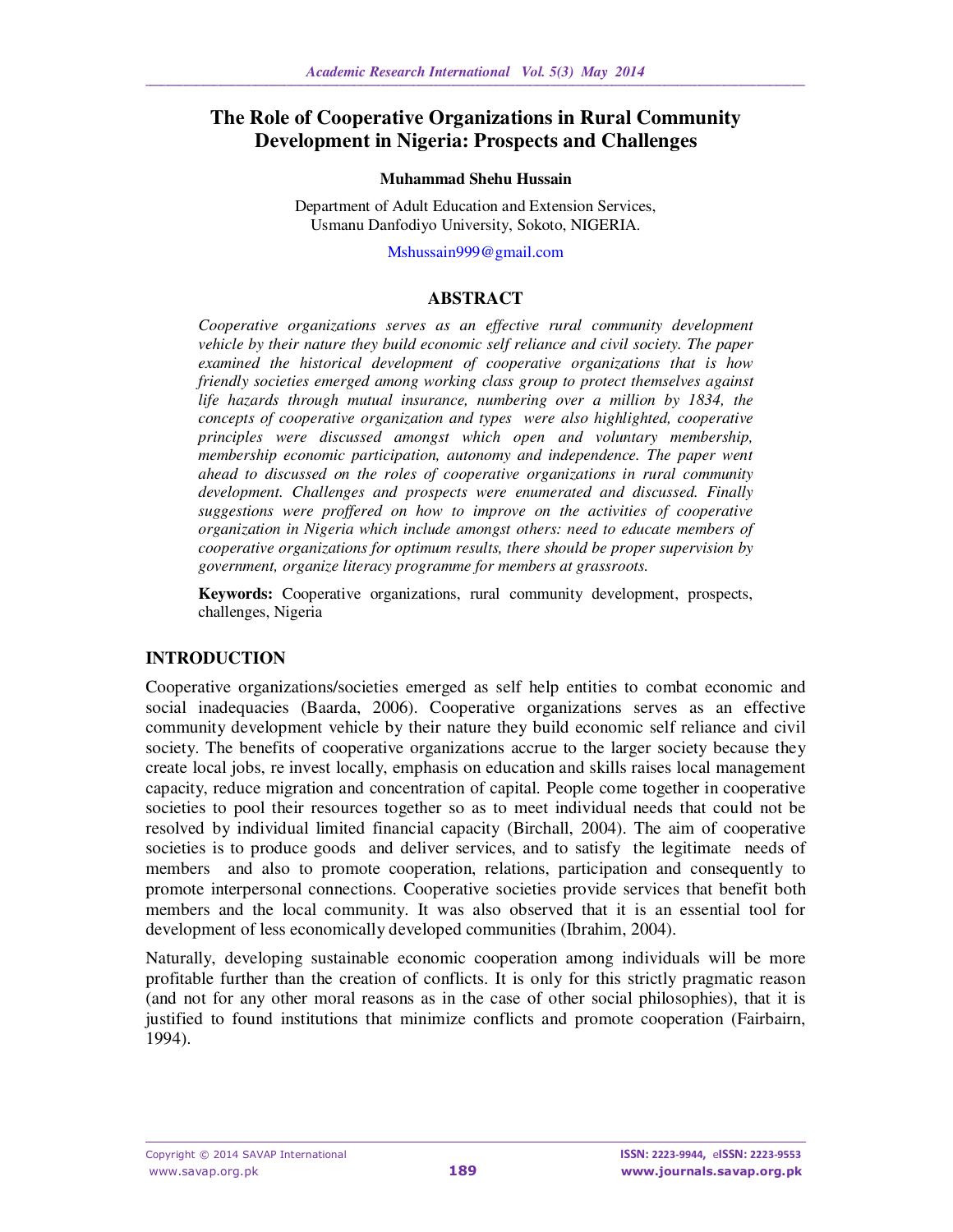# The Role of Cooperative Organizations in Rural Community Development in Nigeria: Prospects and Challenges

**Muhammad Shehu Hussain**

Department of Adult Education and Extension Services,
Usmanu Danfodiyo University, Sokoto, NIGERIA.

Mshussain999@gmail.com

## ABSTRACT

*Cooperative organizations serves as an effective rural community development vehicle by their nature they build economic self reliance and civil society. The paper examined the historical development of cooperative organizations that is how friendly societies emerged among working class group to protect themselves against life hazards through mutual insurance, numbering over a million by 1834, the concepts of cooperative organization and types were also highlighted, cooperative principles were discussed amongst which open and voluntary membership, membership economic participation, autonomy and independence. The paper went ahead to discussed on the roles of cooperative organizations in rural community development. Challenges and prospects were enumerated and discussed. Finally suggestions were proffered on how to improve on the activities of cooperative organization in Nigeria which include amongst others: need to educate members of cooperative organizations for optimum results, there should be proper supervision by government, organize literacy programme for members at grassroots.*

**Keywords:** Cooperative organizations, rural community development, prospects, challenges, Nigeria

## INTRODUCTION

Cooperative organizations/societies emerged as self help entities to combat economic and social inadequacies (Baarda, 2006). Cooperative organizations serves as an effective community development vehicle by their nature they build economic self reliance and civil society. The benefits of cooperative organizations accrue to the larger society because they create local jobs, re invest locally, emphasis on education and skills raises local management capacity, reduce migration and concentration of capital. People come together in cooperative societies to pool their resources together so as to meet individual needs that could not be resolved by individual limited financial capacity (Birchall, 2004). The aim of cooperative societies is to produce goods and deliver services, and to satisfy the legitimate needs of members and also to promote cooperation, relations, participation and consequently to promote interpersonal connections. Cooperative societies provide services that benefit both members and the local community. It was also observed that it is an essential tool for development of less economically developed communities (Ibrahim, 2004).

Naturally, developing sustainable economic cooperation among individuals will be more profitable further than the creation of conflicts. It is only for this strictly pragmatic reason (and not for any other moral reasons as in the case of other social philosophies), that it is justified to found institutions that minimize conflicts and promote cooperation (Fairbairn, 1994).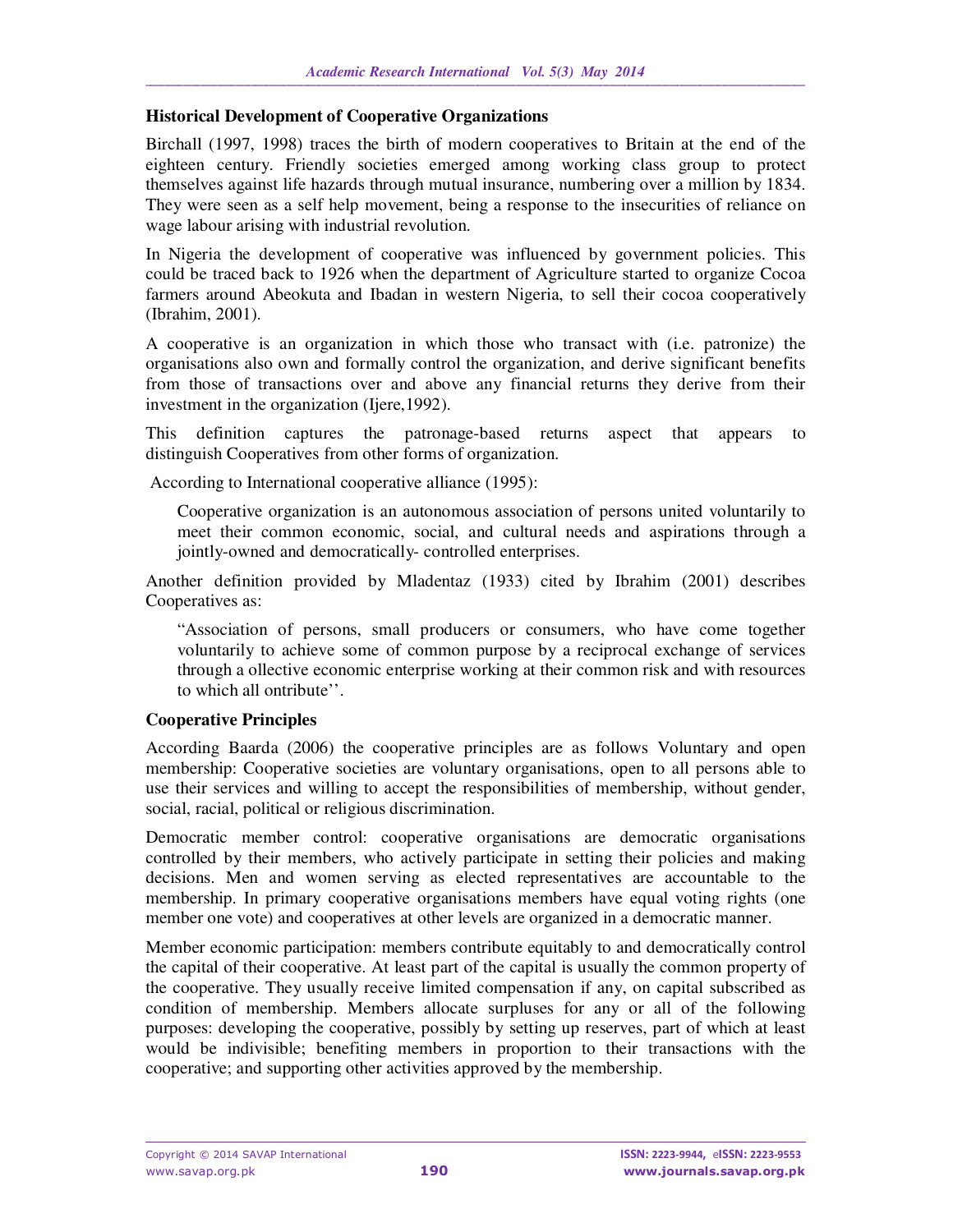### Historical Development of Cooperative Organizations

Birchall (1997, 1998) traces the birth of modern cooperatives to Britain at the end of the eighteen century. Friendly societies emerged among working class group to protect themselves against life hazards through mutual insurance, numbering over a million by 1834. They were seen as a self help movement, being a response to the insecurities of reliance on wage labour arising with industrial revolution.

In Nigeria the development of cooperative was influenced by government policies. This could be traced back to 1926 when the department of Agriculture started to organize Cocoa farmers around Abeokuta and Ibadan in western Nigeria, to sell their cocoa cooperatively (Ibrahim, 2001).

A cooperative is an organization in which those who transact with (i.e. patronize) the organisations also own and formally control the organization, and derive significant benefits from those of transactions over and above any financial returns they derive from their investment in the organization (Ijere,1992).

This definition captures the patronage-based returns aspect that appears to distinguish Cooperatives from other forms of organization.

According to International cooperative alliance (1995):

> Cooperative organization is an autonomous association of persons united voluntarily to meet their common economic, social, and cultural needs and aspirations through a jointly-owned and democratically- controlled enterprises.

Another definition provided by Mladentaz (1933) cited by Ibrahim (2001) describes Cooperatives as:

> "Association of persons, small producers or consumers, who have come together voluntarily to achieve some of common purpose by a reciprocal exchange of services through a ollective economic enterprise working at their common risk and with resources to which all ontribute''.

### Cooperative Principles

According Baarda (2006) the cooperative principles are as follows Voluntary and open membership: Cooperative societies are voluntary organisations, open to all persons able to use their services and willing to accept the responsibilities of membership, without gender, social, racial, political or religious discrimination.

Democratic member control: cooperative organisations are democratic organisations controlled by their members, who actively participate in setting their policies and making decisions. Men and women serving as elected representatives are accountable to the membership. In primary cooperative organisations members have equal voting rights (one member one vote) and cooperatives at other levels are organized in a democratic manner.

Member economic participation: members contribute equitably to and democratically control the capital of their cooperative. At least part of the capital is usually the common property of the cooperative. They usually receive limited compensation if any, on capital subscribed as condition of membership. Members allocate surpluses for any or all of the following purposes: developing the cooperative, possibly by setting up reserves, part of which at least would be indivisible; benefiting members in proportion to their transactions with the cooperative; and supporting other activities approved by the membership.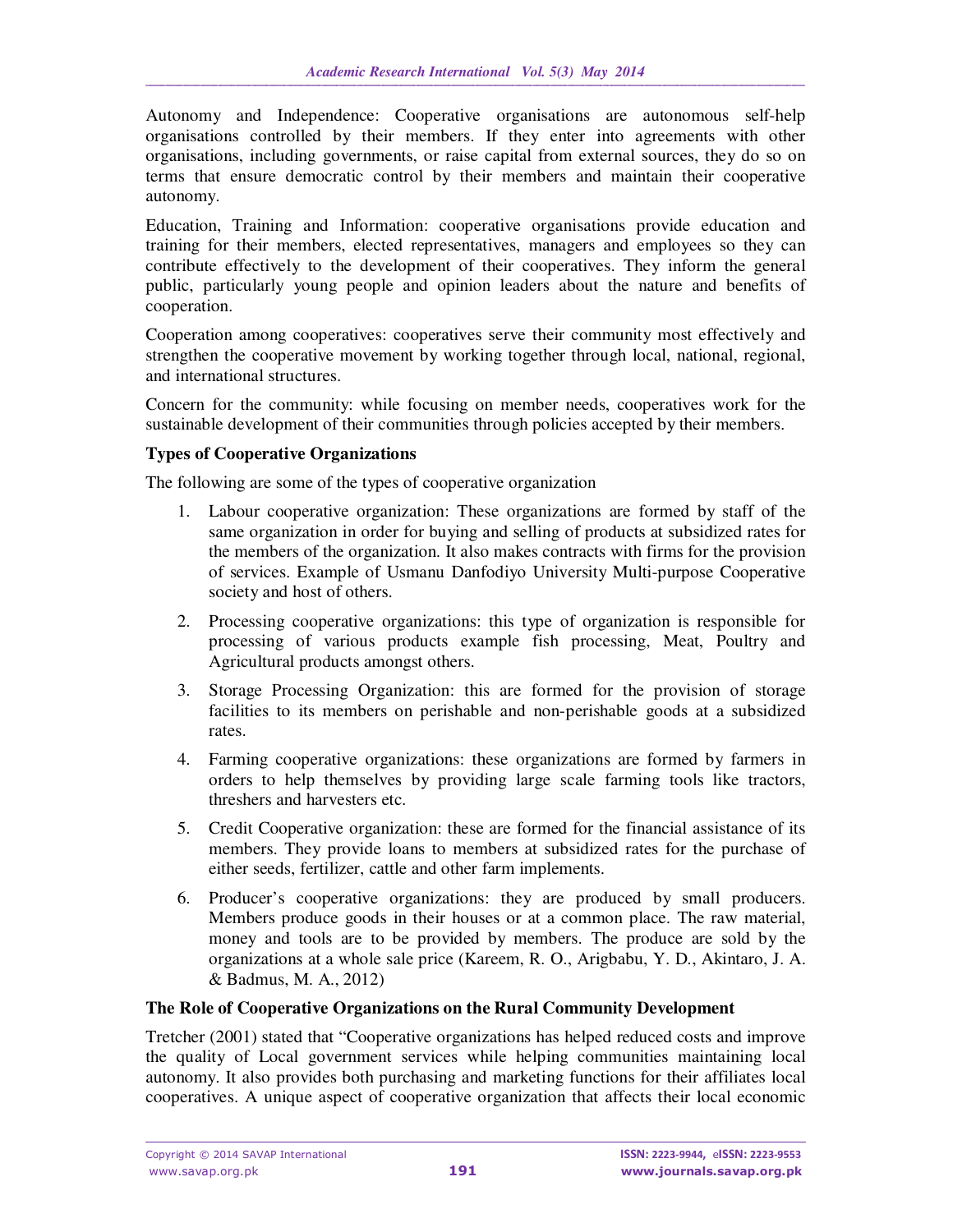Autonomy and Independence: Cooperative organisations are autonomous self-help organisations controlled by their members. If they enter into agreements with other organisations, including governments, or raise capital from external sources, they do so on terms that ensure democratic control by their members and maintain their cooperative autonomy.

Education, Training and Information: cooperative organisations provide education and training for their members, elected representatives, managers and employees so they can contribute effectively to the development of their cooperatives. They inform the general public, particularly young people and opinion leaders about the nature and benefits of cooperation.

Cooperation among cooperatives: cooperatives serve their community most effectively and strengthen the cooperative movement by working together through local, national, regional, and international structures.

Concern for the community: while focusing on member needs, cooperatives work for the sustainable development of their communities through policies accepted by their members.

### Types of Cooperative Organizations

The following are some of the types of cooperative organization

1. Labour cooperative organization: These organizations are formed by staff of the same organization in order for buying and selling of products at subsidized rates for the members of the organization. It also makes contracts with firms for the provision of services. Example of Usmanu Danfodiyo University Multi-purpose Cooperative society and host of others.
2. Processing cooperative organizations: this type of organization is responsible for processing of various products example fish processing, Meat, Poultry and Agricultural products amongst others.
3. Storage Processing Organization: this are formed for the provision of storage facilities to its members on perishable and non-perishable goods at a subsidized rates.
4. Farming cooperative organizations: these organizations are formed by farmers in orders to help themselves by providing large scale farming tools like tractors, threshers and harvesters etc.
5. Credit Cooperative organization: these are formed for the financial assistance of its members. They provide loans to members at subsidized rates for the purchase of either seeds, fertilizer, cattle and other farm implements.
6. Producer's cooperative organizations: they are produced by small producers. Members produce goods in their houses or at a common place. The raw material, money and tools are to be provided by members. The produce are sold by the organizations at a whole sale price (Kareem, R. O., Arigbabu, Y. D., Akintaro, J. A. & Badmus, M. A., 2012)

### The Role of Cooperative Organizations on the Rural Community Development

Tretcher (2001) stated that "Cooperative organizations has helped reduced costs and improve the quality of Local government services while helping communities maintaining local autonomy. It also provides both purchasing and marketing functions for their affiliates local cooperatives. A unique aspect of cooperative organization that affects their local economic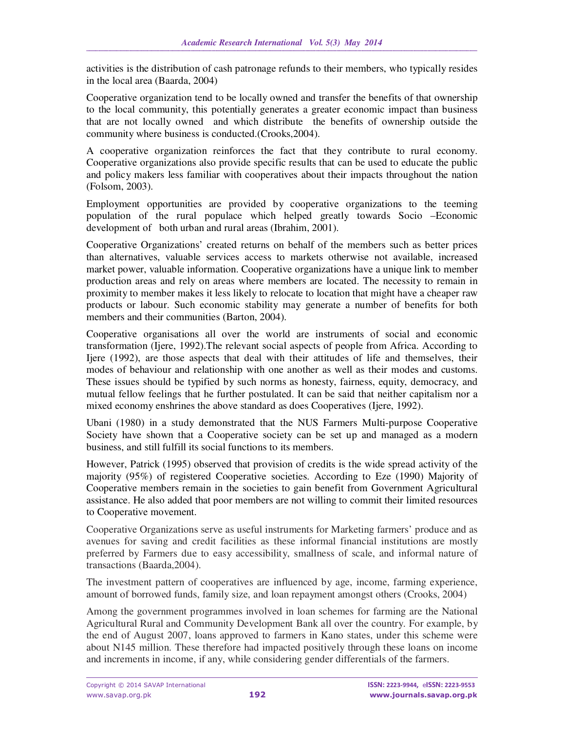activities is the distribution of cash patronage refunds to their members, who typically resides in the local area (Baarda, 2004)

Cooperative organization tend to be locally owned and transfer the benefits of that ownership to the local community, this potentially generates a greater economic impact than business that are not locally owned and which distribute the benefits of ownership outside the community where business is conducted.(Crooks,2004).

A cooperative organization reinforces the fact that they contribute to rural economy. Cooperative organizations also provide specific results that can be used to educate the public and policy makers less familiar with cooperatives about their impacts throughout the nation (Folsom, 2003).

Employment opportunities are provided by cooperative organizations to the teeming population of the rural populace which helped greatly towards Socio –Economic development of both urban and rural areas (Ibrahim, 2001).

Cooperative Organizations' created returns on behalf of the members such as better prices than alternatives, valuable services access to markets otherwise not available, increased market power, valuable information. Cooperative organizations have a unique link to member production areas and rely on areas where members are located. The necessity to remain in proximity to member makes it less likely to relocate to location that might have a cheaper raw products or labour. Such economic stability may generate a number of benefits for both members and their communities (Barton, 2004).

Cooperative organisations all over the world are instruments of social and economic transformation (Ijere, 1992).The relevant social aspects of people from Africa. According to Ijere (1992), are those aspects that deal with their attitudes of life and themselves, their modes of behaviour and relationship with one another as well as their modes and customs. These issues should be typified by such norms as honesty, fairness, equity, democracy, and mutual fellow feelings that he further postulated. It can be said that neither capitalism nor a mixed economy enshrines the above standard as does Cooperatives (Ijere, 1992).

Ubani (1980) in a study demonstrated that the NUS Farmers Multi-purpose Cooperative Society have shown that a Cooperative society can be set up and managed as a modern business, and still fulfill its social functions to its members.

However, Patrick (1995) observed that provision of credits is the wide spread activity of the majority (95%) of registered Cooperative societies. According to Eze (1990) Majority of Cooperative members remain in the societies to gain benefit from Government Agricultural assistance. He also added that poor members are not willing to commit their limited resources to Cooperative movement.

Cooperative Organizations serve as useful instruments for Marketing farmers' produce and as avenues for saving and credit facilities as these informal financial institutions are mostly preferred by Farmers due to easy accessibility, smallness of scale, and informal nature of transactions (Baarda,2004).

The investment pattern of cooperatives are influenced by age, income, farming experience, amount of borrowed funds, family size, and loan repayment amongst others (Crooks, 2004)

Among the government programmes involved in loan schemes for farming are the National Agricultural Rural and Community Development Bank all over the country. For example, by the end of August 2007, loans approved to farmers in Kano states, under this scheme were about N145 million. These therefore had impacted positively through these loans on income and increments in income, if any, while considering gender differentials of the farmers.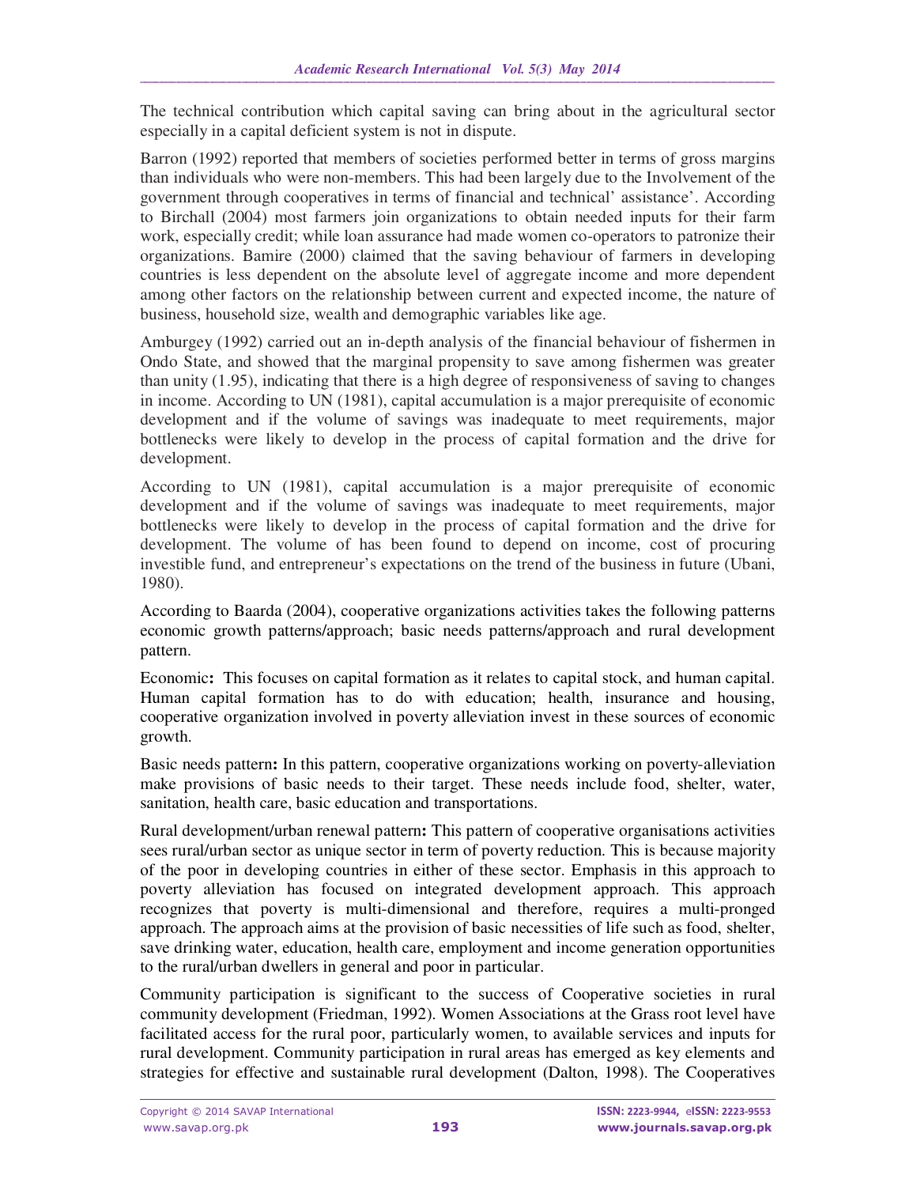The technical contribution which capital saving can bring about in the agricultural sector especially in a capital deficient system is not in dispute.

Barron (1992) reported that members of societies performed better in terms of gross margins than individuals who were non-members. This had been largely due to the Involvement of the government through cooperatives in terms of financial and technical' assistance'. According to Birchall (2004) most farmers join organizations to obtain needed inputs for their farm work, especially credit; while loan assurance had made women co-operators to patronize their organizations. Bamire (2000) claimed that the saving behaviour of farmers in developing countries is less dependent on the absolute level of aggregate income and more dependent among other factors on the relationship between current and expected income, the nature of business, household size, wealth and demographic variables like age.

Amburgey (1992) carried out an in-depth analysis of the financial behaviour of fishermen in Ondo State, and showed that the marginal propensity to save among fishermen was greater than unity (1.95), indicating that there is a high degree of responsiveness of saving to changes in income. According to UN (1981), capital accumulation is a major prerequisite of economic development and if the volume of savings was inadequate to meet requirements, major bottlenecks were likely to develop in the process of capital formation and the drive for development.

According to UN (1981), capital accumulation is a major prerequisite of economic development and if the volume of savings was inadequate to meet requirements, major bottlenecks were likely to develop in the process of capital formation and the drive for development. The volume of has been found to depend on income, cost of procuring investible fund, and entrepreneur's expectations on the trend of the business in future (Ubani, 1980).

According to Baarda (2004), cooperative organizations activities takes the following patterns economic growth patterns/approach; basic needs patterns/approach and rural development pattern.

Economic**:** This focuses on capital formation as it relates to capital stock, and human capital. Human capital formation has to do with education; health, insurance and housing, cooperative organization involved in poverty alleviation invest in these sources of economic growth.

Basic needs pattern**:** In this pattern, cooperative organizations working on poverty-alleviation make provisions of basic needs to their target. These needs include food, shelter, water, sanitation, health care, basic education and transportations.

Rural development/urban renewal pattern**:** This pattern of cooperative organisations activities sees rural/urban sector as unique sector in term of poverty reduction. This is because majority of the poor in developing countries in either of these sector. Emphasis in this approach to poverty alleviation has focused on integrated development approach. This approach recognizes that poverty is multi-dimensional and therefore, requires a multi-pronged approach. The approach aims at the provision of basic necessities of life such as food, shelter, save drinking water, education, health care, employment and income generation opportunities to the rural/urban dwellers in general and poor in particular.

Community participation is significant to the success of Cooperative societies in rural community development (Friedman, 1992). Women Associations at the Grass root level have facilitated access for the rural poor, particularly women, to available services and inputs for rural development. Community participation in rural areas has emerged as key elements and strategies for effective and sustainable rural development (Dalton, 1998). The Cooperatives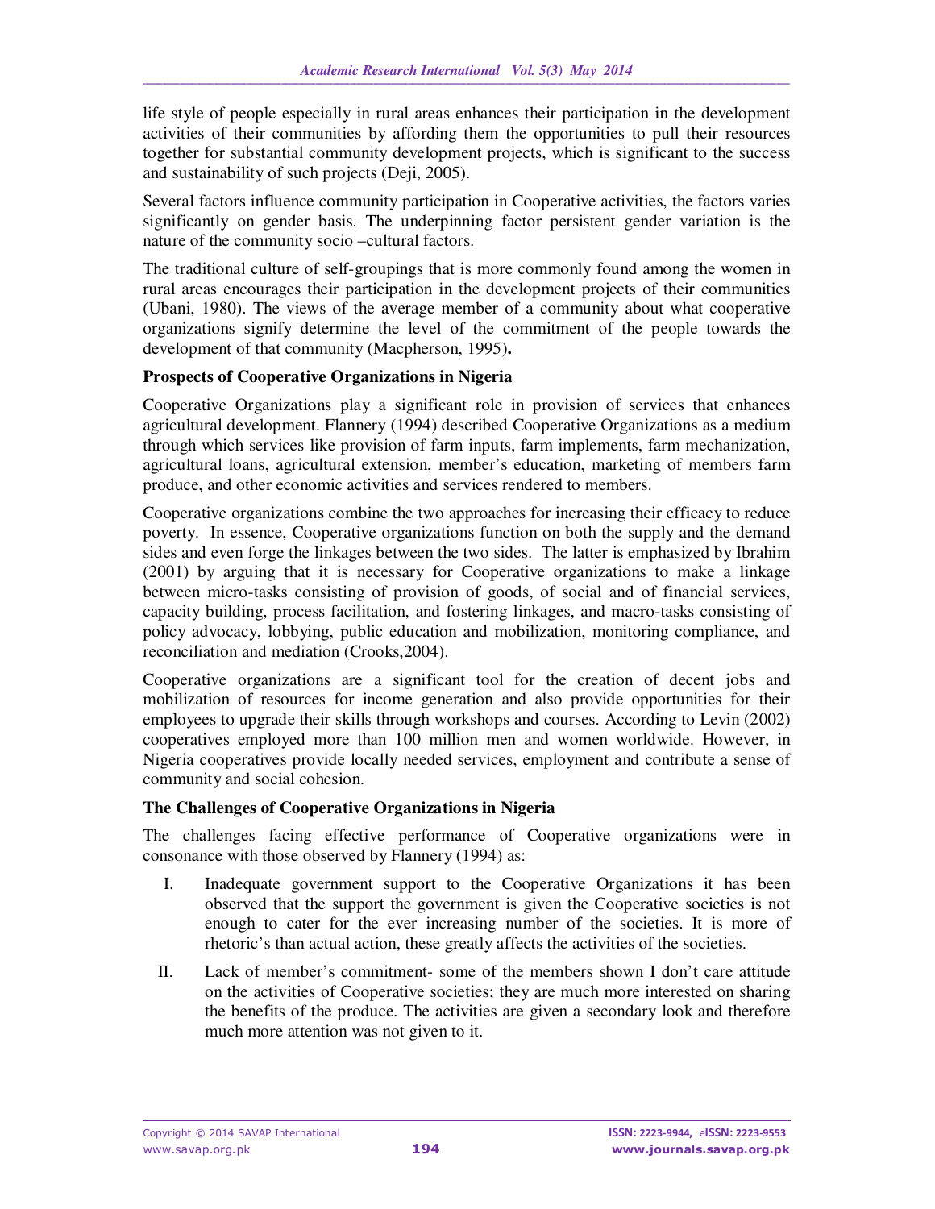life style of people especially in rural areas enhances their participation in the development activities of their communities by affording them the opportunities to pull their resources together for substantial community development projects, which is significant to the success and sustainability of such projects (Deji, 2005).

Several factors influence community participation in Cooperative activities, the factors varies significantly on gender basis. The underpinning factor persistent gender variation is the nature of the community socio –cultural factors.

The traditional culture of self-groupings that is more commonly found among the women in rural areas encourages their participation in the development projects of their communities (Ubani, 1980). The views of the average member of a community about what cooperative organizations signify determine the level of the commitment of the people towards the development of that community (Macpherson, 1995)**.**

**Prospects of Cooperative Organizations in Nigeria**

Cooperative Organizations play a significant role in provision of services that enhances agricultural development. Flannery (1994) described Cooperative Organizations as a medium through which services like provision of farm inputs, farm implements, farm mechanization, agricultural loans, agricultural extension, member's education, marketing of members farm produce, and other economic activities and services rendered to members.

Cooperative organizations combine the two approaches for increasing their efficacy to reduce poverty. In essence, Cooperative organizations function on both the supply and the demand sides and even forge the linkages between the two sides. The latter is emphasized by Ibrahim (2001) by arguing that it is necessary for Cooperative organizations to make a linkage between micro-tasks consisting of provision of goods, of social and of financial services, capacity building, process facilitation, and fostering linkages, and macro-tasks consisting of policy advocacy, lobbying, public education and mobilization, monitoring compliance, and reconciliation and mediation (Crooks,2004).

Cooperative organizations are a significant tool for the creation of decent jobs and mobilization of resources for income generation and also provide opportunities for their employees to upgrade their skills through workshops and courses. According to Levin (2002) cooperatives employed more than 100 million men and women worldwide. However, in Nigeria cooperatives provide locally needed services, employment and contribute a sense of community and social cohesion.

**The Challenges of Cooperative Organizations in Nigeria**

The challenges facing effective performance of Cooperative organizations were in consonance with those observed by Flannery (1994) as:

I. Inadequate government support to the Cooperative Organizations it has been observed that the support the government is given the Cooperative societies is not enough to cater for the ever increasing number of the societies. It is more of rhetoric's than actual action, these greatly affects the activities of the societies.

II. Lack of member's commitment- some of the members shown I don't care attitude on the activities of Cooperative societies; they are much more interested on sharing the benefits of the produce. The activities are given a secondary look and therefore much more attention was not given to it.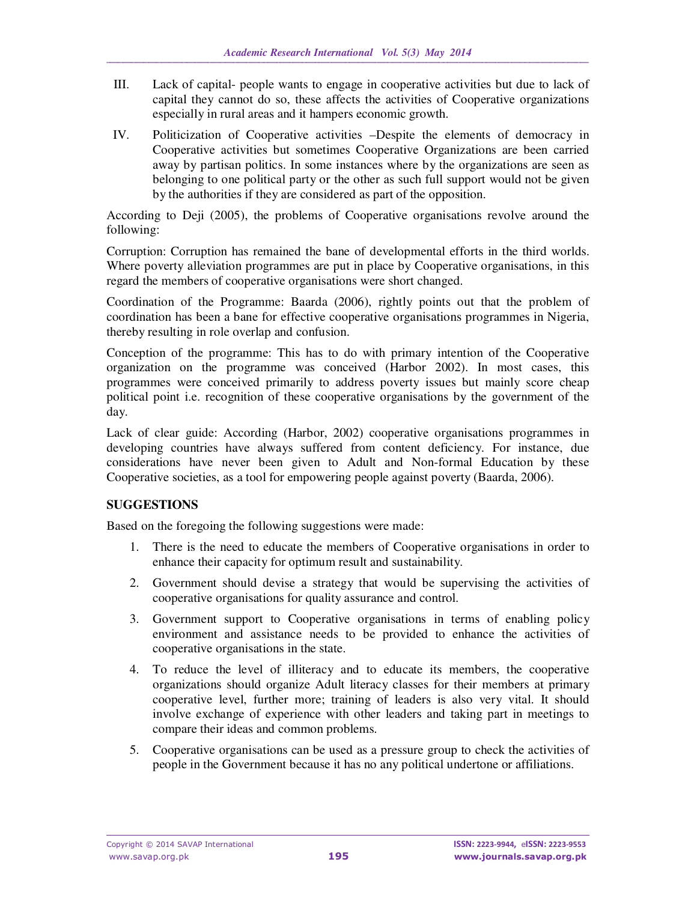III. Lack of capital- people wants to engage in cooperative activities but due to lack of capital they cannot do so, these affects the activities of Cooperative organizations especially in rural areas and it hampers economic growth.

IV. Politicization of Cooperative activities –Despite the elements of democracy in Cooperative activities but sometimes Cooperative Organizations are been carried away by partisan politics. In some instances where by the organizations are seen as belonging to one political party or the other as such full support would not be given by the authorities if they are considered as part of the opposition.

According to Deji (2005), the problems of Cooperative organisations revolve around the following:

Corruption: Corruption has remained the bane of developmental efforts in the third worlds. Where poverty alleviation programmes are put in place by Cooperative organisations, in this regard the members of cooperative organisations were short changed.

Coordination of the Programme: Baarda (2006), rightly points out that the problem of coordination has been a bane for effective cooperative organisations programmes in Nigeria, thereby resulting in role overlap and confusion.

Conception of the programme: This has to do with primary intention of the Cooperative organization on the programme was conceived (Harbor 2002). In most cases, this programmes were conceived primarily to address poverty issues but mainly score cheap political point i.e. recognition of these cooperative organisations by the government of the day.

Lack of clear guide: According (Harbor, 2002) cooperative organisations programmes in developing countries have always suffered from content deficiency. For instance, due considerations have never been given to Adult and Non-formal Education by these Cooperative societies, as a tool for empowering people against poverty (Baarda, 2006).

## SUGGESTIONS

Based on the foregoing the following suggestions were made:

1. There is the need to educate the members of Cooperative organisations in order to enhance their capacity for optimum result and sustainability.
2. Government should devise a strategy that would be supervising the activities of cooperative organisations for quality assurance and control.
3. Government support to Cooperative organisations in terms of enabling policy environment and assistance needs to be provided to enhance the activities of cooperative organisations in the state.
4. To reduce the level of illiteracy and to educate its members, the cooperative organizations should organize Adult literacy classes for their members at primary cooperative level, further more; training of leaders is also very vital. It should involve exchange of experience with other leaders and taking part in meetings to compare their ideas and common problems.
5. Cooperative organisations can be used as a pressure group to check the activities of people in the Government because it has no any political undertone or affiliations.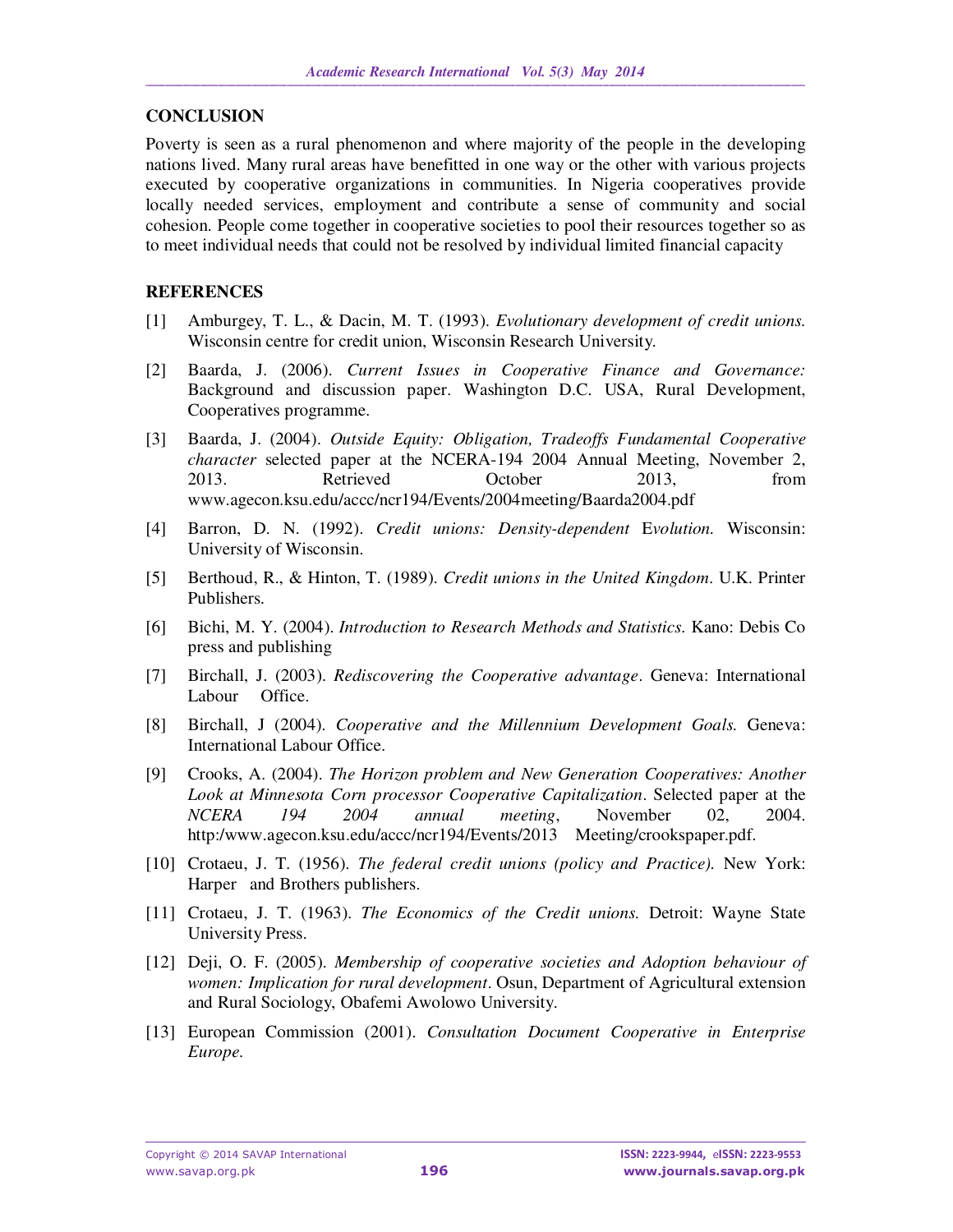## CONCLUSION

Poverty is seen as a rural phenomenon and where majority of the people in the developing nations lived. Many rural areas have benefitted in one way or the other with various projects executed by cooperative organizations in communities. In Nigeria cooperatives provide locally needed services, employment and contribute a sense of community and social cohesion. People come together in cooperative societies to pool their resources together so as to meet individual needs that could not be resolved by individual limited financial capacity

## REFERENCES

[1] Amburgey, T. L., & Dacin, M. T. (1993). *Evolutionary development of credit unions.* Wisconsin centre for credit union, Wisconsin Research University.

[2] Baarda, J. (2006). *Current Issues in Cooperative Finance and Governance:* Background and discussion paper. Washington D.C. USA, Rural Development, Cooperatives programme.

[3] Baarda, J. (2004). *Outside Equity: Obligation, Tradeoffs Fundamental Cooperative character* selected paper at the NCERA-194 2004 Annual Meeting, November 2, 2013. Retrieved October 2013, from www.agecon.ksu.edu/accc/ncr194/Events/2004meeting/Baarda2004.pdf

[4] Barron, D. N. (1992). *Credit unions: Density-dependent Evolution.* Wisconsin: University of Wisconsin.

[5] Berthoud, R., & Hinton, T. (1989). *Credit unions in the United Kingdom*. U.K. Printer Publishers.

[6] Bichi, M. Y. (2004). *Introduction to Research Methods and Statistics.* Kano: Debis Co press and publishing

[7] Birchall, J. (2003). *Rediscovering the Cooperative advantage*. Geneva: International Labour Office.

[8] Birchall, J (2004). *Cooperative and the Millennium Development Goals.* Geneva: International Labour Office.

[9] Crooks, A. (2004). *The Horizon problem and New Generation Cooperatives: Another Look at Minnesota Corn processor Cooperative Capitalization*. Selected paper at the *NCERA 194 2004 annual meeting*, November 02, 2004. http:/www.agecon.ksu.edu/accc/ncr194/Events/2013 Meeting/crookspaper.pdf.

[10] Crotaeu, J. T. (1956). *The federal credit unions (policy and Practice).* New York: Harper and Brothers publishers.

[11] Crotaeu, J. T. (1963). *The Economics of the Credit unions.* Detroit: Wayne State University Press.

[12] Deji, O. F. (2005). *Membership of cooperative societies and Adoption behaviour of women: Implication for rural development*. Osun, Department of Agricultural extension and Rural Sociology, Obafemi Awolowo University.

[13] European Commission (2001). *Consultation Document Cooperative in Enterprise Europe.*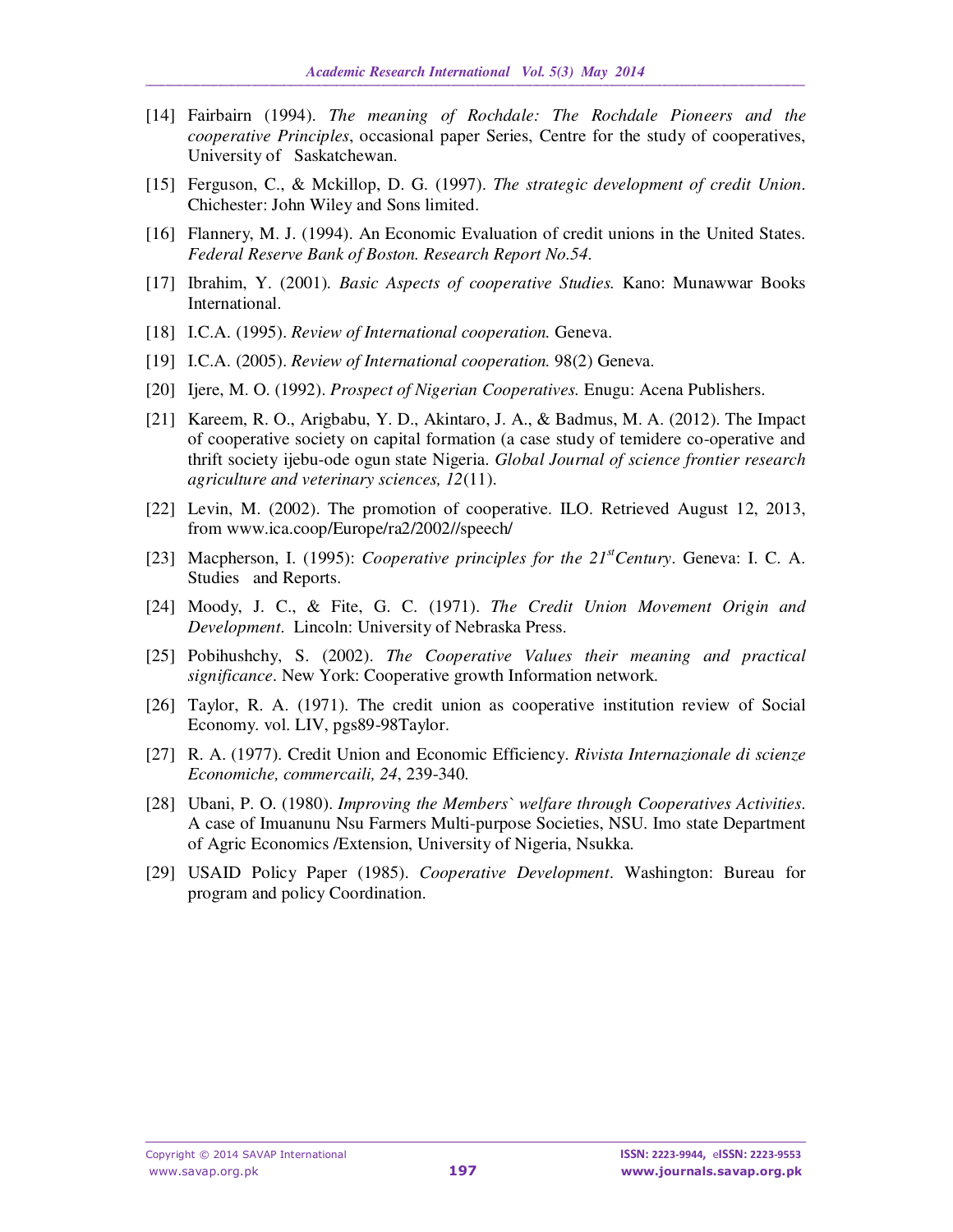[14] Fairbairn (1994). *The meaning of Rochdale: The Rochdale Pioneers and the cooperative Principles*, occasional paper Series, Centre for the study of cooperatives, University of Saskatchewan.

[15] Ferguson, C., & Mckillop, D. G. (1997). *The strategic development of credit Union*. Chichester: John Wiley and Sons limited.

[16] Flannery, M. J. (1994). An Economic Evaluation of credit unions in the United States. *Federal Reserve Bank of Boston. Research Report No.54.*

[17] Ibrahim, Y. (2001). *Basic Aspects of cooperative Studies.* Kano: Munawwar Books International.

[18] I.C.A. (1995). *Review of International cooperation.* Geneva.

[19] I.C.A. (2005). *Review of International cooperation.* 98(2) Geneva.

[20] Ijere, M. O. (1992). *Prospect of Nigerian Cooperatives.* Enugu: Acena Publishers.

[21] Kareem, R. O., Arigbabu, Y. D., Akintaro, J. A., & Badmus, M. A. (2012). The Impact of cooperative society on capital formation (a case study of temidere co-operative and thrift society ijebu-ode ogun state Nigeria. *Global Journal of science frontier research agriculture and veterinary sciences, 12*(11).

[22] Levin, M. (2002). The promotion of cooperative. ILO. Retrieved August 12, 2013, from www.ica.coop/Europe/ra2/2002//speech/

[23] Macpherson, I. (1995): *Cooperative principles for the 21$^{st}$Century*. Geneva: I. C. A. Studies and Reports.

[24] Moody, J. C., & Fite, G. C. (1971). *The Credit Union Movement Origin and Development*. Lincoln: University of Nebraska Press.

[25] Pobihushchy, S. (2002). *The Cooperative Values their meaning and practical significance*. New York: Cooperative growth Information network.

[26] Taylor, R. A. (1971). The credit union as cooperative institution review of Social Economy. vol. LIV, pgs89-98Taylor.

[27] R. A. (1977). Credit Union and Economic Efficiency. *Rivista Internazionale di scienze Economiche, commercaili, 24*, 239-340.

[28] Ubani, P. O. (1980). *Improving the Members` welfare through Cooperatives Activities*. A case of Imuanunu Nsu Farmers Multi-purpose Societies, NSU. Imo state Department of Agric Economics /Extension, University of Nigeria, Nsukka.

[29] USAID Policy Paper (1985). *Cooperative Development*. Washington: Bureau for program and policy Coordination.